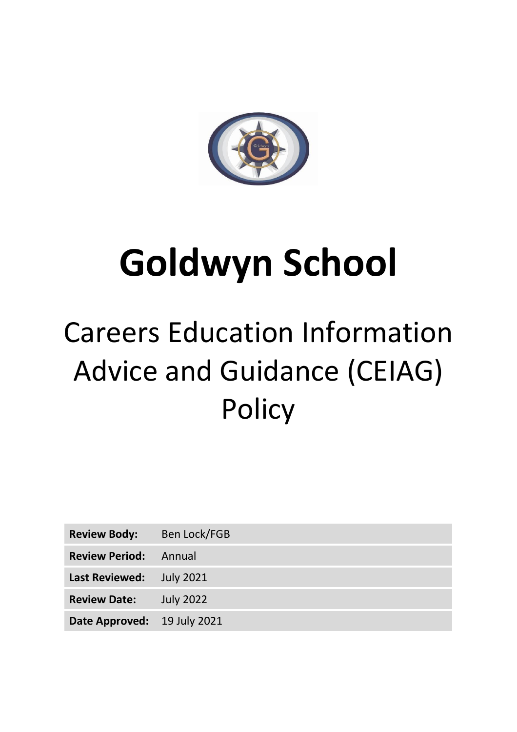# Goldwyn School

## Careers Education Information Advice and Guidance (CEIAG) Policy

| | |
|---|---|
| **Review Body:** | Ben Lock/FGB |
| **Review Period:** | Annual |
| **Last Reviewed:** | July 2021 |
| **Review Date:** | July 2022 |
| **Date Approved:** | 19 July 2021 |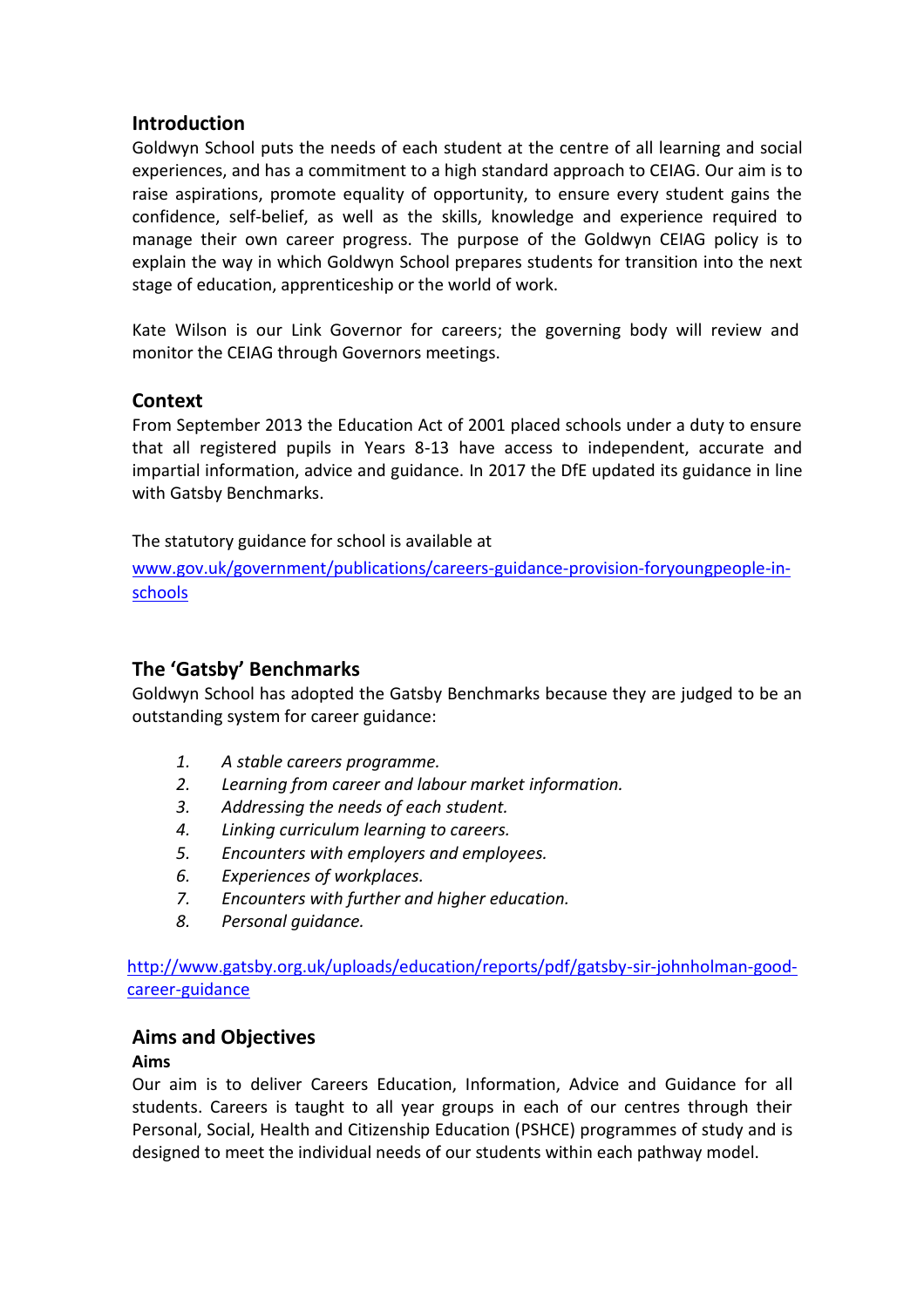## Introduction

Goldwyn School puts the needs of each student at the centre of all learning and social experiences, and has a commitment to a high standard approach to CEIAG. Our aim is to raise aspirations, promote equality of opportunity, to ensure every student gains the confidence, self-belief, as well as the skills, knowledge and experience required to manage their own career progress. The purpose of the Goldwyn CEIAG policy is to explain the way in which Goldwyn School prepares students for transition into the next stage of education, apprenticeship or the world of work.

Kate Wilson is our Link Governor for careers; the governing body will review and monitor the CEIAG through Governors meetings.

## Context

From September 2013 the Education Act of 2001 placed schools under a duty to ensure that all registered pupils in Years 8-13 have access to independent, accurate and impartial information, advice and guidance. In 2017 the DfE updated its guidance in line with Gatsby Benchmarks.

The statutory guidance for school is available at

[www.gov.uk/government/publications/careers-guidance-provision-foryoungpeople-in-schools](www.gov.uk/government/publications/careers-guidance-provision-foryoungpeople-in-schools)

## The 'Gatsby' Benchmarks

Goldwyn School has adopted the Gatsby Benchmarks because they are judged to be an outstanding system for career guidance:

1. *A stable careers programme.*
2. *Learning from career and labour market information.*
3. *Addressing the needs of each student.*
4. *Linking curriculum learning to careers.*
5. *Encounters with employers and employees.*
6. *Experiences of workplaces.*
7. *Encounters with further and higher education.*
8. *Personal guidance.*

[http://www.gatsby.org.uk/uploads/education/reports/pdf/gatsby-sir-johnholman-good-career-guidance](http://www.gatsby.org.uk/uploads/education/reports/pdf/gatsby-sir-johnholman-good-career-guidance)

## Aims and Objectives

### Aims

Our aim is to deliver Careers Education, Information, Advice and Guidance for all students. Careers is taught to all year groups in each of our centres through their Personal, Social, Health and Citizenship Education (PSHCE) programmes of study and is designed to meet the individual needs of our students within each pathway model.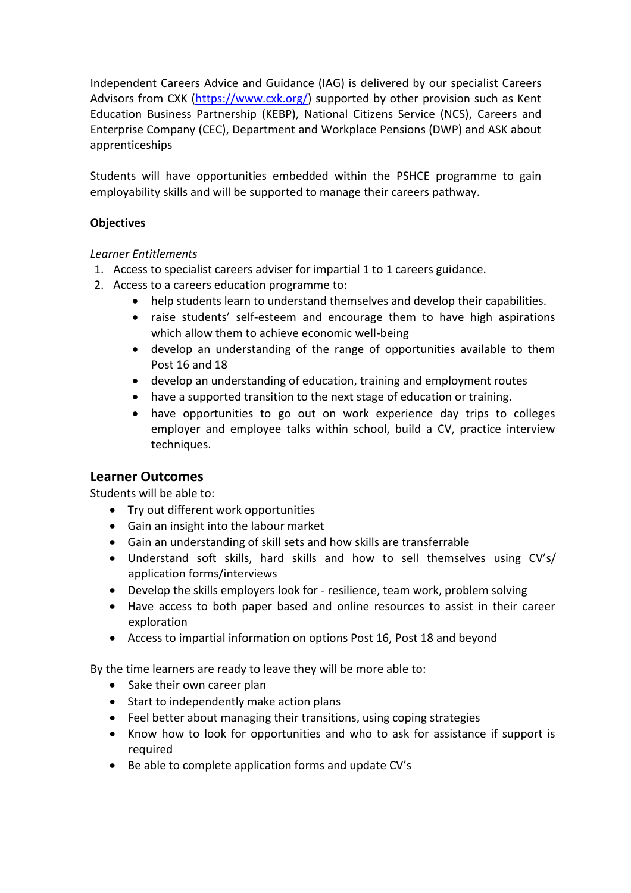Independent Careers Advice and Guidance (IAG) is delivered by our specialist Careers Advisors from CXK ([https://www.cxk.org/](https://www.cxk.org/)) supported by other provision such as Kent Education Business Partnership (KEBP), National Citizens Service (NCS), Careers and Enterprise Company (CEC), Department and Workplace Pensions (DWP) and ASK about apprenticeships

Students will have opportunities embedded within the PSHCE programme to gain employability skills and will be supported to manage their careers pathway.

**Objectives**

*Learner Entitlements*

1. Access to specialist careers adviser for impartial 1 to 1 careers guidance.
2. Access to a careers education programme to:
   - help students learn to understand themselves and develop their capabilities.
   - raise students' self-esteem and encourage them to have high aspirations which allow them to achieve economic well-being
   - develop an understanding of the range of opportunities available to them Post 16 and 18
   - develop an understanding of education, training and employment routes
   - have a supported transition to the next stage of education or training.
   - have opportunities to go out on work experience day trips to colleges employer and employee talks within school, build a CV, practice interview techniques.

## Learner Outcomes

Students will be able to:

- Try out different work opportunities
- Gain an insight into the labour market
- Gain an understanding of skill sets and how skills are transferrable
- Understand soft skills, hard skills and how to sell themselves using CV's/ application forms/interviews
- Develop the skills employers look for - resilience, team work, problem solving
- Have access to both paper based and online resources to assist in their career exploration
- Access to impartial information on options Post 16, Post 18 and beyond

By the time learners are ready to leave they will be more able to:

- Sake their own career plan
- Start to independently make action plans
- Feel better about managing their transitions, using coping strategies
- Know how to look for opportunities and who to ask for assistance if support is required
- Be able to complete application forms and update CV's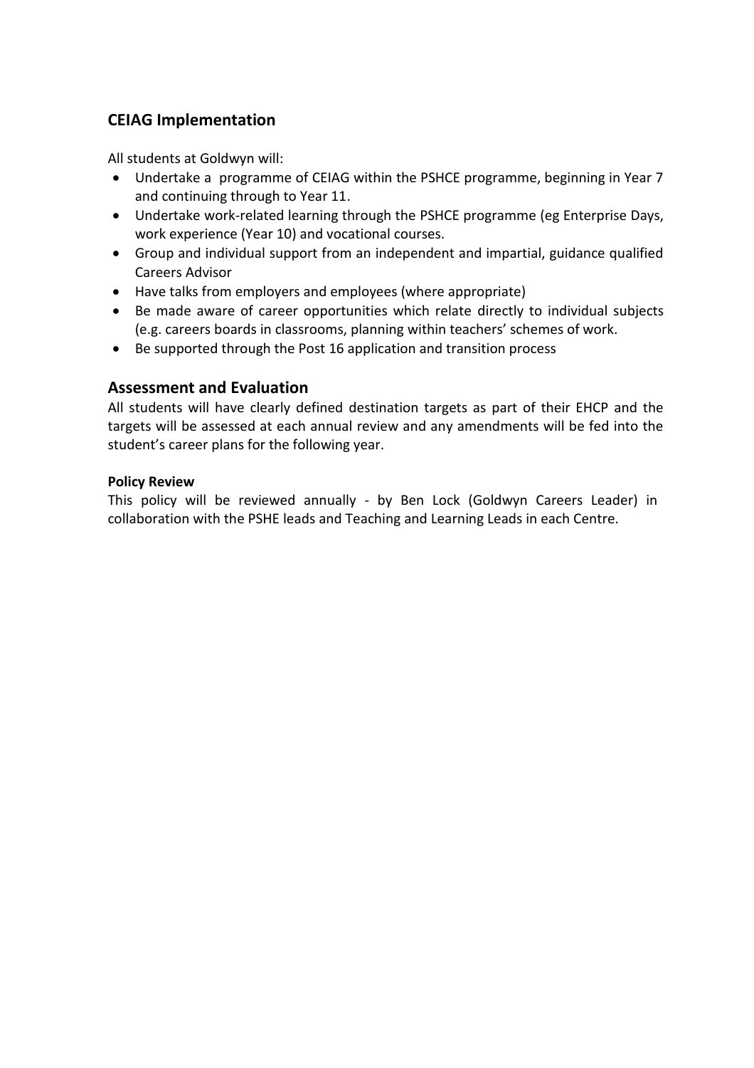## CEIAG Implementation

All students at Goldwyn will:

- Undertake a programme of CEIAG within the PSHCE programme, beginning in Year 7 and continuing through to Year 11.
- Undertake work-related learning through the PSHCE programme (eg Enterprise Days, work experience (Year 10) and vocational courses.
- Group and individual support from an independent and impartial, guidance qualified Careers Advisor
- Have talks from employers and employees (where appropriate)
- Be made aware of career opportunities which relate directly to individual subjects (e.g. careers boards in classrooms, planning within teachers' schemes of work.
- Be supported through the Post 16 application and transition process

## Assessment and Evaluation

All students will have clearly defined destination targets as part of their EHCP and the targets will be assessed at each annual review and any amendments will be fed into the student's career plans for the following year.

**Policy Review**

This policy will be reviewed annually - by Ben Lock (Goldwyn Careers Leader) in collaboration with the PSHE leads and Teaching and Learning Leads in each Centre.